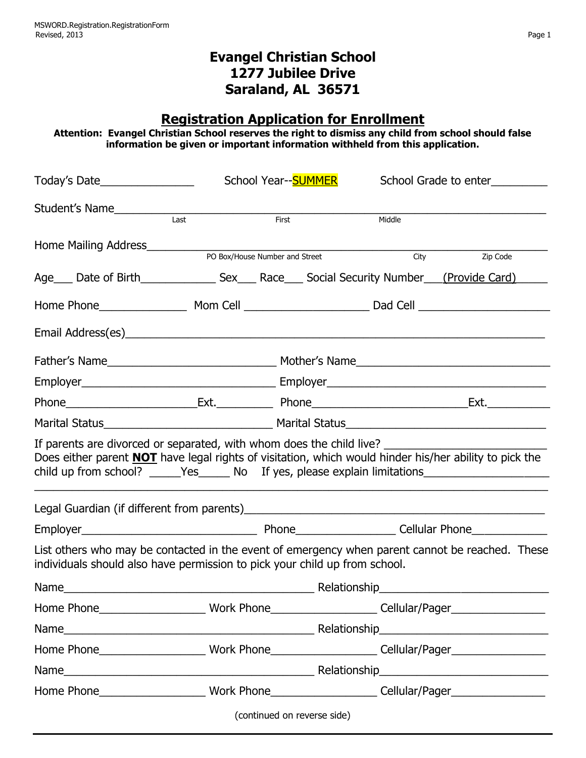# Evangel Christian School
## 1277 Jubilee Drive
## Saraland, AL 36571

## Registration Application for Enrollment

**Attention: Evangel Christian School reserves the right to dismiss any child from school should false information be given or important information withheld from this application.**

Today's Date_______________ School Year--SUMMER School Grade to enter_________

Student's Name_______________________________________________________________
Last First Middle

Home Mailing Address__________________________________________________________
PO Box/House Number and Street City Zip Code

Age___ Date of Birth____________ Sex___ Race___ Social Security Number___(Provide Card)_____

Home Phone______________ Mom Cell ___________________ Dad Cell _____________________

Email Address(es)______________________________________________________________

Father's Name___________________________ Mother's Name_______________________________

Employer________________________________ Employer____________________________________

Phone____________________Ext._________ Phone________________________Ext.__________

Marital Status__________________________ Marital Status_______________________________

If parents are divorced or separated, with whom does the child live? ________________________

Does either parent **NOT** have legal rights of visitation, which would hinder his/her ability to pick the child up from school? _____Yes_____ No If yes, please explain limitations____________________

_____________________________________________________________________________

Legal Guardian (if different from parents)_____________________________________________

Employer____________________________ Phone________________ Cellular Phone____________

List others who may be contacted in the event of emergency when parent cannot be reached. These individuals should also have permission to pick your child up from school.

Name________________________________________ Relationship___________________________

Home Phone________________ Work Phone________________ Cellular/Pager_______________

Name________________________________________ Relationship___________________________

Home Phone________________ Work Phone________________ Cellular/Pager_______________

Name________________________________________ Relationship___________________________

Home Phone________________ Work Phone________________ Cellular/Pager_______________

(continued on reverse side)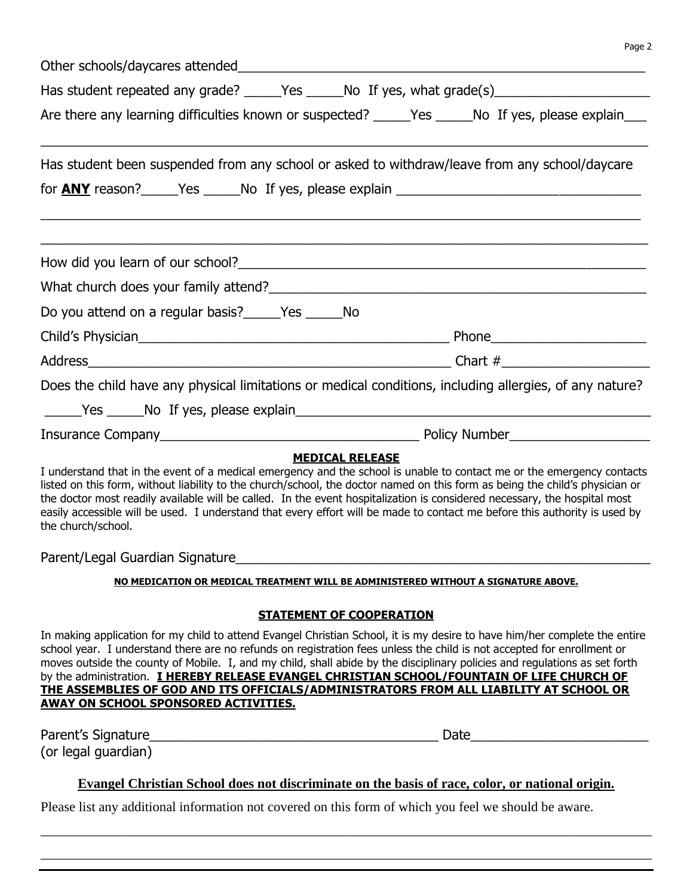Other schools/daycares attended_______________________________________________________

Has student repeated any grade? _____Yes _____No If yes, what grade(s)_____________________

Are there any learning difficulties known or suspected? _____Yes _____No If yes, please explain___

_______________________________________________________________________________

Has student been suspended from any school or asked to withdraw/leave from any school/daycare for **ANY** reason?_____Yes _____No If yes, please explain ________________________________

_______________________________________________________________________________

_______________________________________________________________________________

How did you learn of our school?_________________________________________________

What church does your family attend?_____________________________________________

Do you attend on a regular basis?_____Yes _____No

Child's Physician__________________________________________ Phone_____________________

Address_________________________________________________ Chart #____________________

Does the child have any physical limitations or medical conditions, including allergies, of any nature?

_____Yes _____No If yes, please explain_________________________________________________

Insurance Company___________________________________ Policy Number___________________

**MEDICAL RELEASE**

I understand that in the event of a medical emergency and the school is unable to contact me or the emergency contacts listed on this form, without liability to the church/school, the doctor named on this form as being the child's physician or the doctor most readily available will be called. In the event hospitalization is considered necessary, the hospital most easily accessible will be used. I understand that every effort will be made to contact me before this authority is used by the church/school.

Parent/Legal Guardian Signature__________________________________________________

**NO MEDICATION OR MEDICAL TREATMENT WILL BE ADMINISTERED WITHOUT A SIGNATURE ABOVE.**

**STATEMENT OF COOPERATION**

In making application for my child to attend Evangel Christian School, it is my desire to have him/her complete the entire school year. I understand there are no refunds on registration fees unless the child is not accepted for enrollment or moves outside the county of Mobile. I, and my child, shall abide by the disciplinary policies and regulations as set forth by the administration. **I HEREBY RELEASE EVANGEL CHRISTIAN SCHOOL/FOUNTAIN OF LIFE CHURCH OF THE ASSEMBLIES OF GOD AND ITS OFFICIALS/ADMINISTRATORS FROM ALL LIABILITY AT SCHOOL OR AWAY ON SCHOOL SPONSORED ACTIVITIES.**

Parent's Signature______________________________________ Date________________________
(or legal guardian)

**Evangel Christian School does not discriminate on the basis of race, color, or national origin.**

Please list any additional information not covered on this form of which you feel we should be aware.

_______________________________________________________________________________

_______________________________________________________________________________